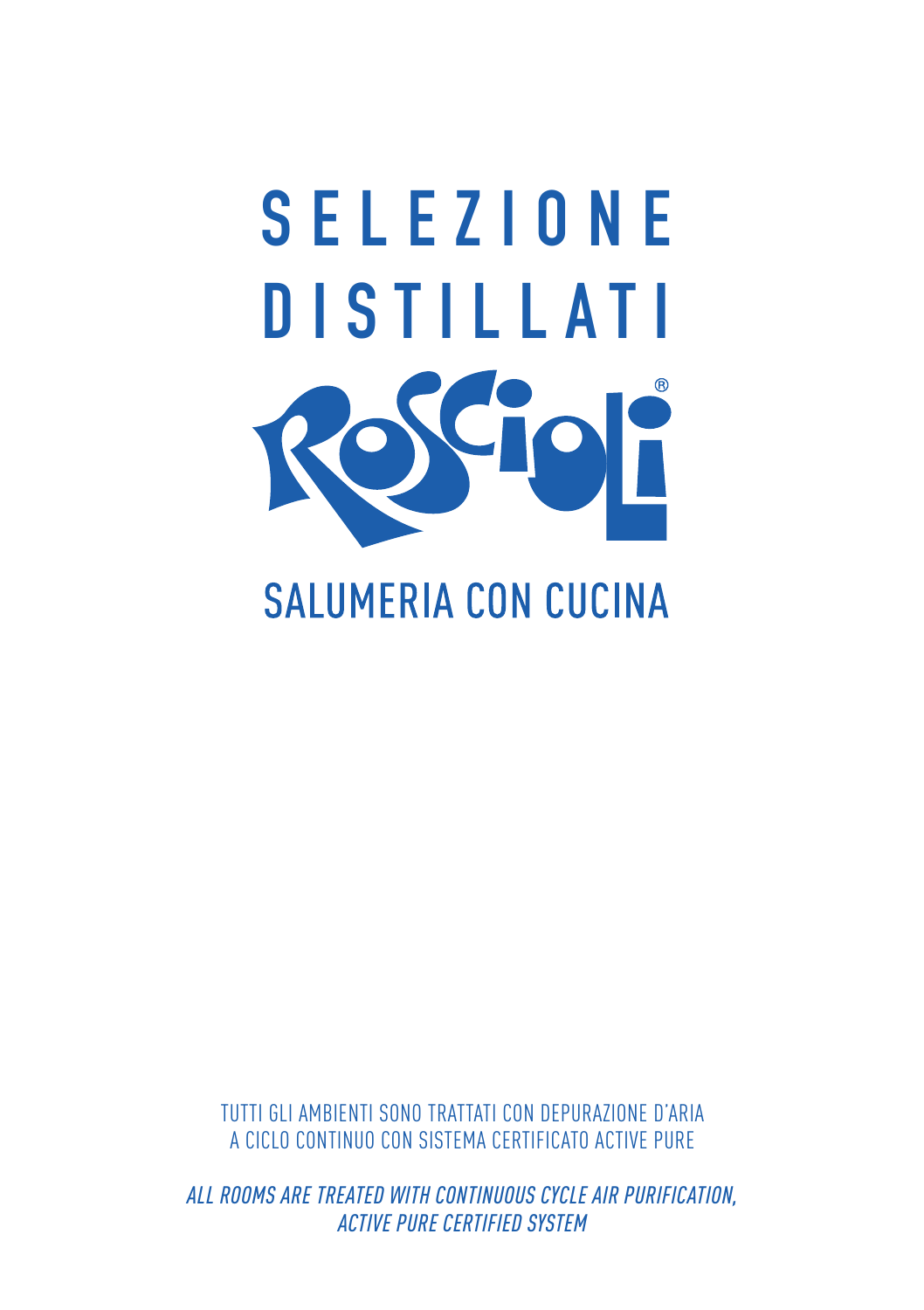# SELEZIONE DISTILLATI

ROSCIOLI®

## SALUMERIA CON CUCINA

TUTTI GLI AMBIENTI SONO TRATTATI CON DEPURAZIONE D'ARIA A CICLO CONTINUO CON SISTEMA CERTIFICATO ACTIVE PURE

*ALL ROOMS ARE TREATED WITH CONTINUOUS CYCLE AIR PURIFICATION, ACTIVE PURE CERTIFIED SYSTEM*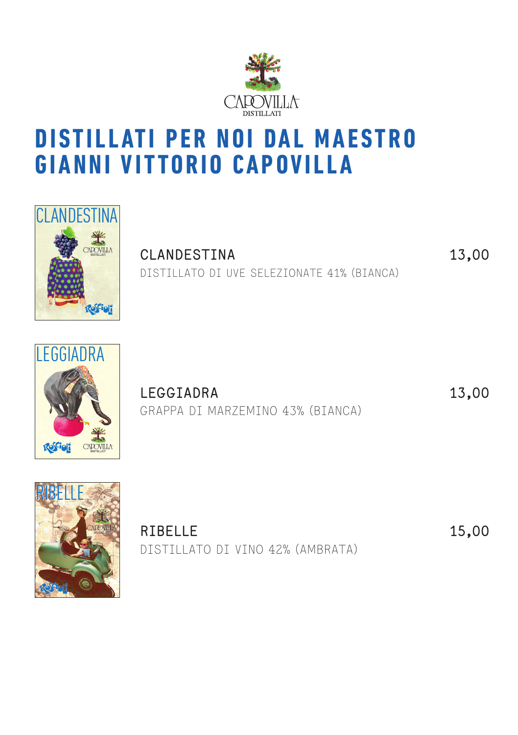CAPOVILLA
DISTILLATI

# DISTILLATI PER NOI DAL MAESTRO GIANNI VITTORIO CAPOVILLA

**CLANDESTINA** 13,00
DISTILLATO DI UVE SELEZIONATE 41% (BIANCA)

**LEGGIADRA** 13,00
GRAPPA DI MARZEMINO 43% (BIANCA)

**RIBELLE** 15,00
DISTILLATO DI VINO 42% (AMBRATA)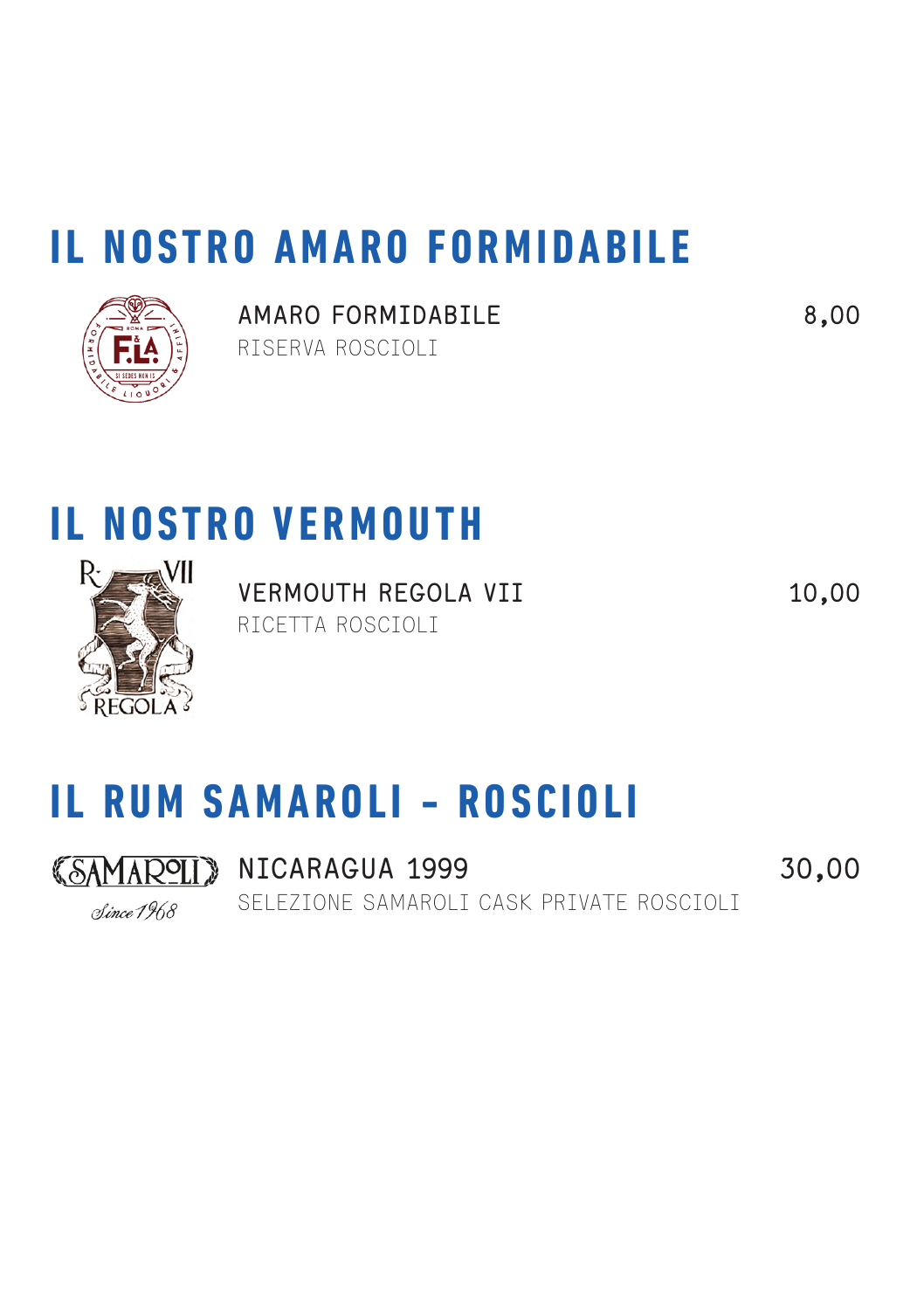# IL NOSTRO AMARO FORMIDABILE

AMARO FORMIDABILE — 8,00
RISERVA ROSCIOLI

# IL NOSTRO VERMOUTH

VERMOUTH REGOLA VII — 10,00
RICETTA ROSCIOLI

# IL RUM SAMAROLI - ROSCIOLI

NICARAGUA 1999 — 30,00
SELEZIONE SAMAROLI CASK PRIVATE ROSCIOLI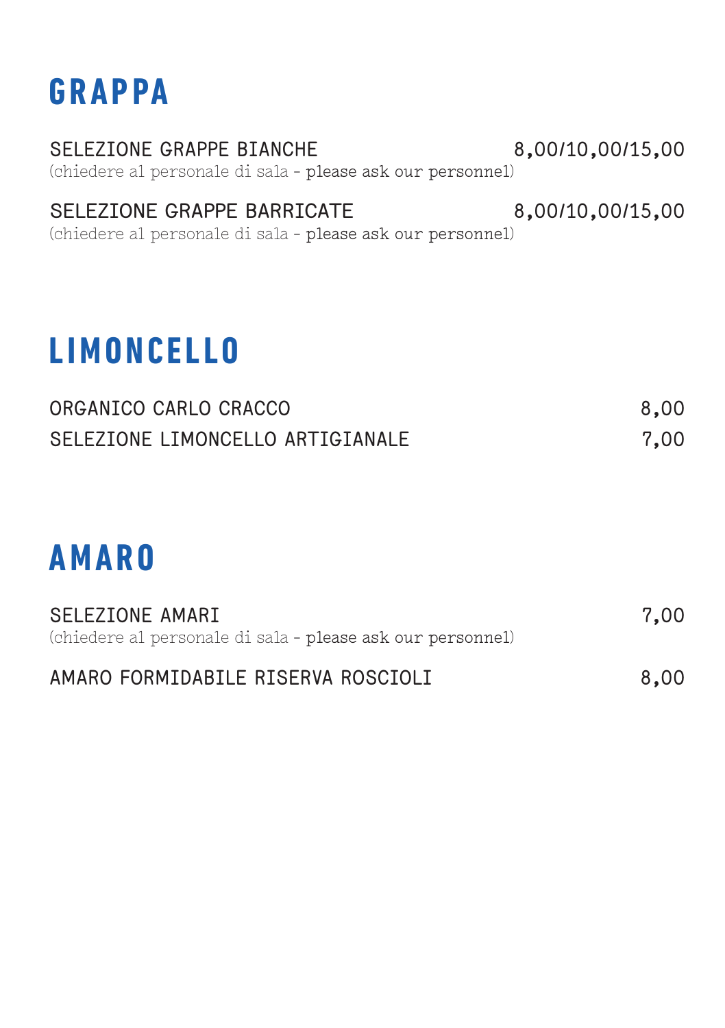# GRAPPA

SELEZIONE GRAPPE BIANCHE 8,00/10,00/15,00
(chiedere al personale di sala - please ask our personnel)

SELEZIONE GRAPPE BARRICATE 8,00/10,00/15,00
(chiedere al personale di sala - please ask our personnel)

# LIMONCELLO

ORGANICO CARLO CRACCO 8,00

SELEZIONE LIMONCELLO ARTIGIANALE 7,00

# AMARO

SELEZIONE AMARI 7,00
(chiedere al personale di sala - please ask our personnel)

AMARO FORMIDABILE RISERVA ROSCIOLI 8,00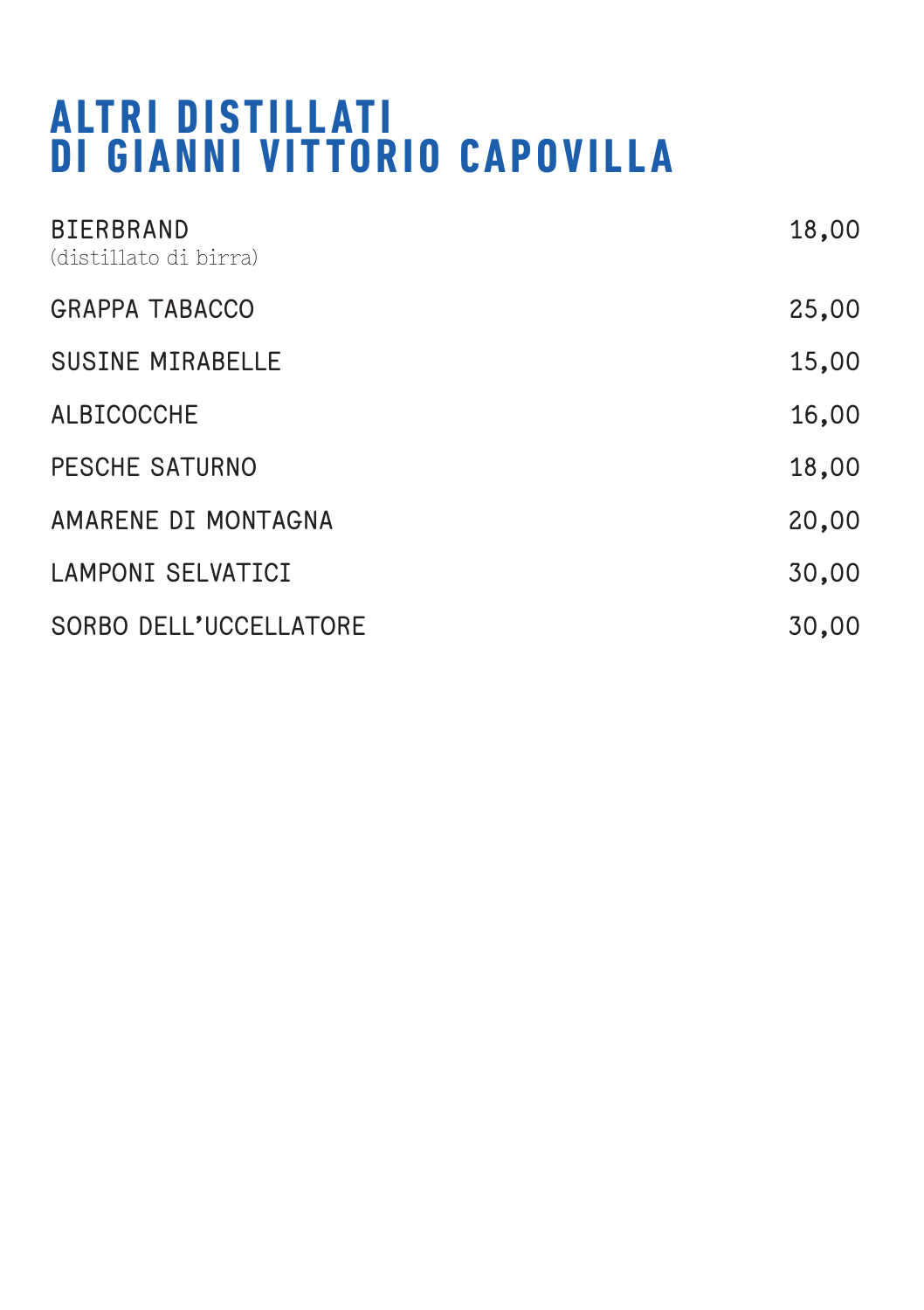# ALTRI DISTILLATI DI GIANNI VITTORIO CAPOVILLA

| | |
|---|---|
| BIERBRAND<br>(distillato di birra) | 18,00 |
| GRAPPA TABACCO | 25,00 |
| SUSINE MIRABELLE | 15,00 |
| ALBICOCCHE | 16,00 |
| PESCHE SATURNO | 18,00 |
| AMARENE DI MONTAGNA | 20,00 |
| LAMPONI SELVATICI | 30,00 |
| SORBO DELL'UCCELLATORE | 30,00 |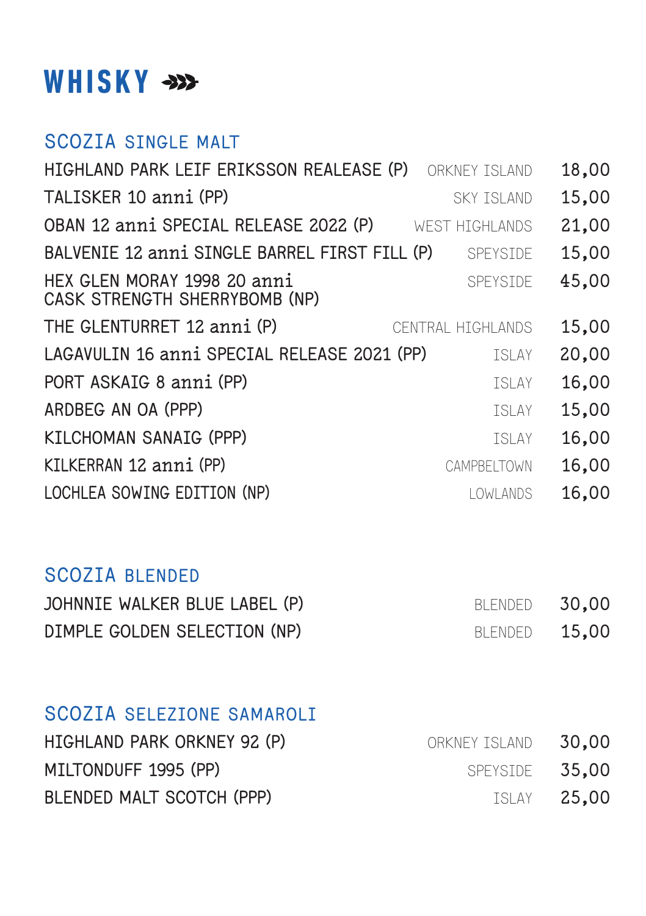# WHISKY

## SCOZIA SINGLE MALT

| | | |
|---|---|---|
| HIGHLAND PARK LEIF ERIKSSON REALEASE (P) | ORKNEY ISLAND | 18,00 |
| TALISKER 10 anni (PP) | SKY ISLAND | 15,00 |
| OBAN 12 anni SPECIAL RELEASE 2022 (P) | WEST HIGHLANDS | 21,00 |
| BALVENIE 12 anni SINGLE BARREL FIRST FILL (P) | SPEYSIDE | 15,00 |
| HEX GLEN MORAY 1998 20 anni CASK STRENGTH SHERRYBOMB (NP) | SPEYSIDE | 45,00 |
| THE GLENTURRET 12 anni (P) | CENTRAL HIGHLANDS | 15,00 |
| LAGAVULIN 16 anni SPECIAL RELEASE 2021 (PP) | ISLAY | 20,00 |
| PORT ASKAIG 8 anni (PP) | ISLAY | 16,00 |
| ARDBEG AN OA (PPP) | ISLAY | 15,00 |
| KILCHOMAN SANAIG (PPP) | ISLAY | 16,00 |
| KILKERRAN 12 anni (PP) | CAMPBELTOWN | 16,00 |
| LOCHLEA SOWING EDITION (NP) | LOWLANDS | 16,00 |

## SCOZIA BLENDED

| | | |
|---|---|---|
| JOHNNIE WALKER BLUE LABEL (P) | BLENDED | 30,00 |
| DIMPLE GOLDEN SELECTION (NP) | BLENDED | 15,00 |

## SCOZIA SELEZIONE SAMAROLI

| | | |
|---|---|---|
| HIGHLAND PARK ORKNEY 92 (P) | ORKNEY ISLAND | 30,00 |
| MILTONDUFF 1995 (PP) | SPEYSIDE | 35,00 |
| BLENDED MALT SCOTCH (PPP) | ISLAY | 25,00 |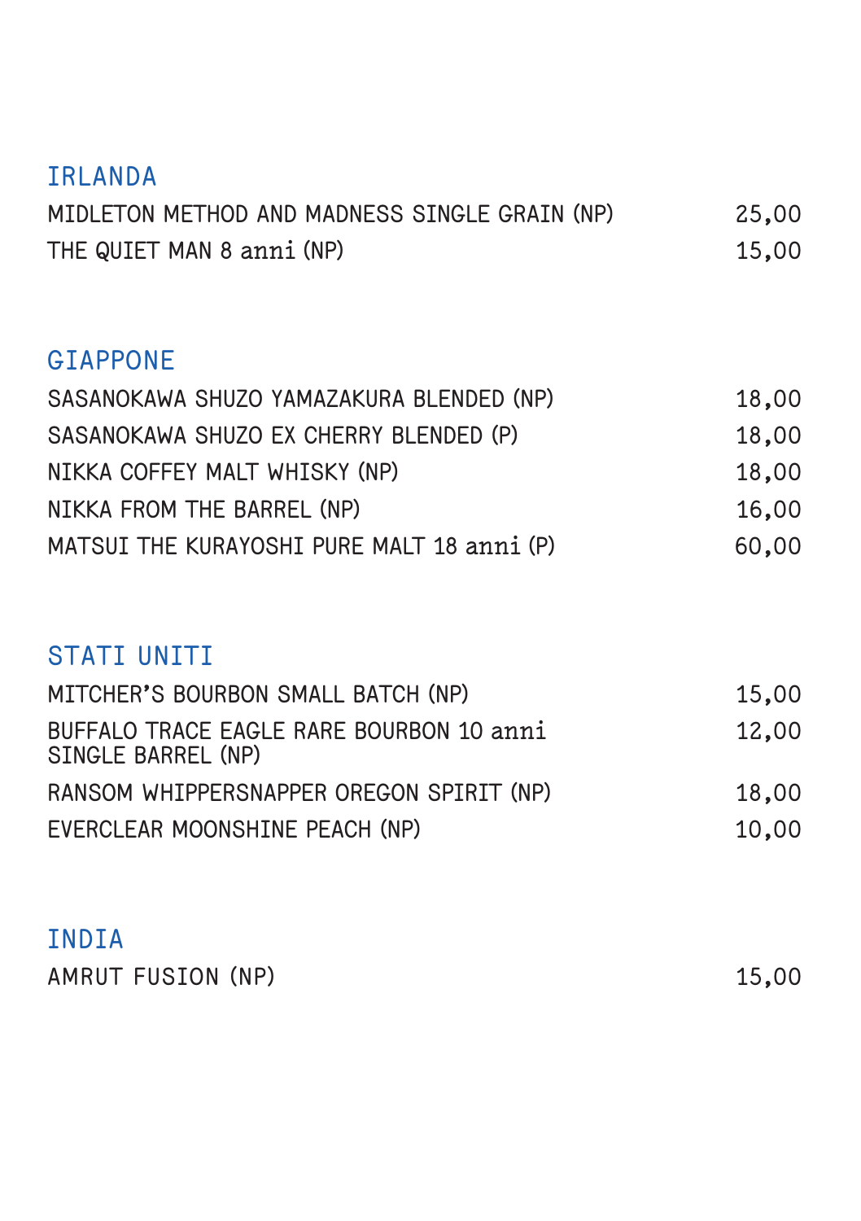## IRLANDA

| | |
|---|---|
| MIDLETON METHOD AND MADNESS SINGLE GRAIN (NP) | 25,00 |
| THE QUIET MAN 8 anni (NP) | 15,00 |

## GIAPPONE

| | |
|---|---|
| SASANOKAWA SHUZO YAMAZAKURA BLENDED (NP) | 18,00 |
| SASANOKAWA SHUZO EX CHERRY BLENDED (P) | 18,00 |
| NIKKA COFFEY MALT WHISKY (NP) | 18,00 |
| NIKKA FROM THE BARREL (NP) | 16,00 |
| MATSUI THE KURAYOSHI PURE MALT 18 anni (P) | 60,00 |

## STATI UNITI

| | |
|---|---|
| MITCHER'S BOURBON SMALL BATCH (NP) | 15,00 |
| BUFFALO TRACE EAGLE RARE BOURBON 10 anni SINGLE BARREL (NP) | 12,00 |
| RANSOM WHIPPERSNAPPER OREGON SPIRIT (NP) | 18,00 |
| EVERCLEAR MOONSHINE PEACH (NP) | 10,00 |

## INDIA

| | |
|---|---|
| AMRUT FUSION (NP) | 15,00 |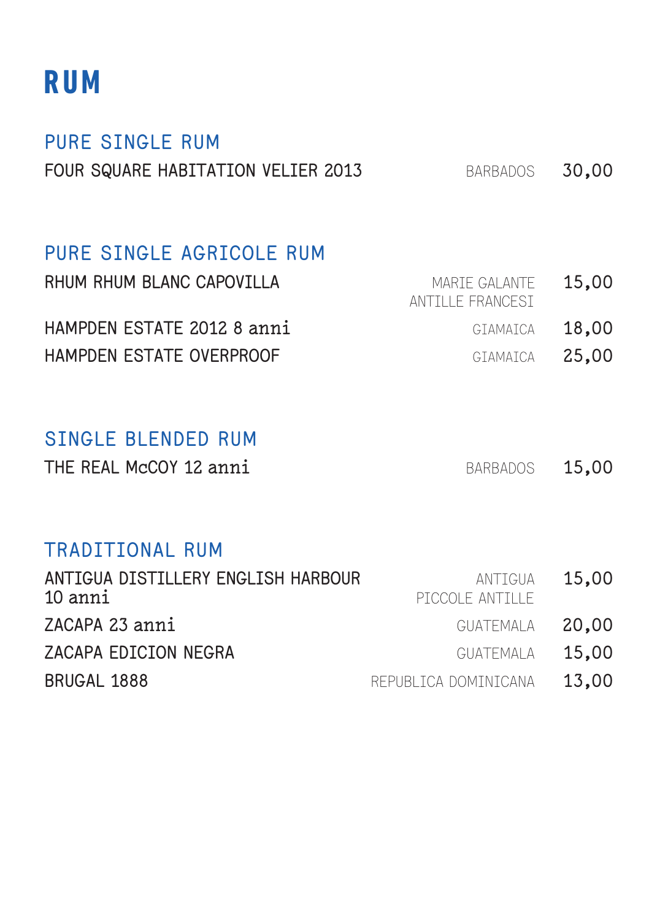# RUM

## PURE SINGLE RUM

| | | |
|---|---|---|
| FOUR SQUARE HABITATION VELIER 2013 | BARBADOS | 30,00 |

## PURE SINGLE AGRICOLE RUM

| | | |
|---|---|---|
| RHUM RHUM BLANC CAPOVILLA | MARIE GALANTE ANTILLE FRANCESI | 15,00 |
| HAMPDEN ESTATE 2012 8 anni | GIAMAICA | 18,00 |
| HAMPDEN ESTATE OVERPROOF | GIAMAICA | 25,00 |

## SINGLE BLENDED RUM

| | | |
|---|---|---|
| THE REAL McCOY 12 anni | BARBADOS | 15,00 |

## TRADITIONAL RUM

| | | |
|---|---|---|
| ANTIGUA DISTILLERY ENGLISH HARBOUR 10 anni | ANTIGUA PICCOLE ANTILLE | 15,00 |
| ZACAPA 23 anni | GUATEMALA | 20,00 |
| ZACAPA EDICION NEGRA | GUATEMALA | 15,00 |
| BRUGAL 1888 | REPUBLICA DOMINICANA | 13,00 |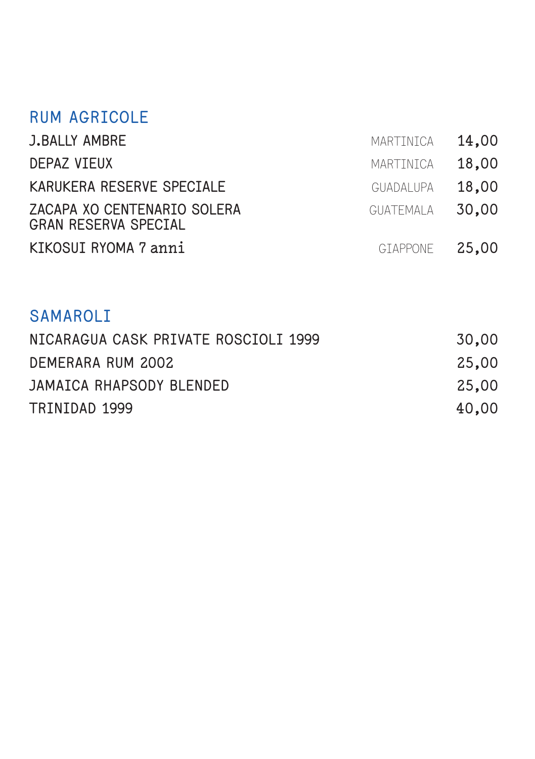## RUM AGRICOLE

| | | |
|---|---|---|
| J.BALLY AMBRE | MARTINICA | 14,00 |
| DEPAZ VIEUX | MARTINICA | 18,00 |
| KARUKERA RESERVE SPECIALE | GUADALUPA | 18,00 |
| ZACAPA XO CENTENARIO SOLERA GRAN RESERVA SPECIAL | GUATEMALA | 30,00 |
| KIKOSUI RYOMA 7 anni | GIAPPONE | 25,00 |

## SAMAROLI

| | |
|---|---|
| NICARAGUA CASK PRIVATE ROSCIOLI 1999 | 30,00 |
| DEMERARA RUM 2002 | 25,00 |
| JAMAICA RHAPSODY BLENDED | 25,00 |
| TRINIDAD 1999 | 40,00 |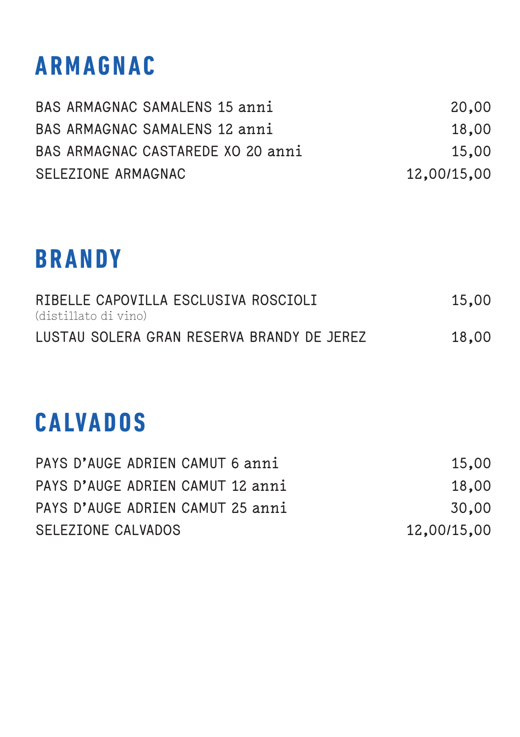# ARMAGNAC

| | |
|---|---|
| BAS ARMAGNAC SAMALENS 15 anni | 20,00 |
| BAS ARMAGNAC SAMALENS 12 anni | 18,00 |
| BAS ARMAGNAC CASTAREDE XO 20 anni | 15,00 |
| SELEZIONE ARMAGNAC | 12,00/15,00 |

# BRANDY

| | |
|---|---|
| RIBELLE CAPOVILLA ESCLUSIVA ROSCIOLI (distillato di vino) | 15,00 |
| LUSTAU SOLERA GRAN RESERVA BRANDY DE JEREZ | 18,00 |

# CALVADOS

| | |
|---|---|
| PAYS D'AUGE ADRIEN CAMUT 6 anni | 15,00 |
| PAYS D'AUGE ADRIEN CAMUT 12 anni | 18,00 |
| PAYS D'AUGE ADRIEN CAMUT 25 anni | 30,00 |
| SELEZIONE CALVADOS | 12,00/15,00 |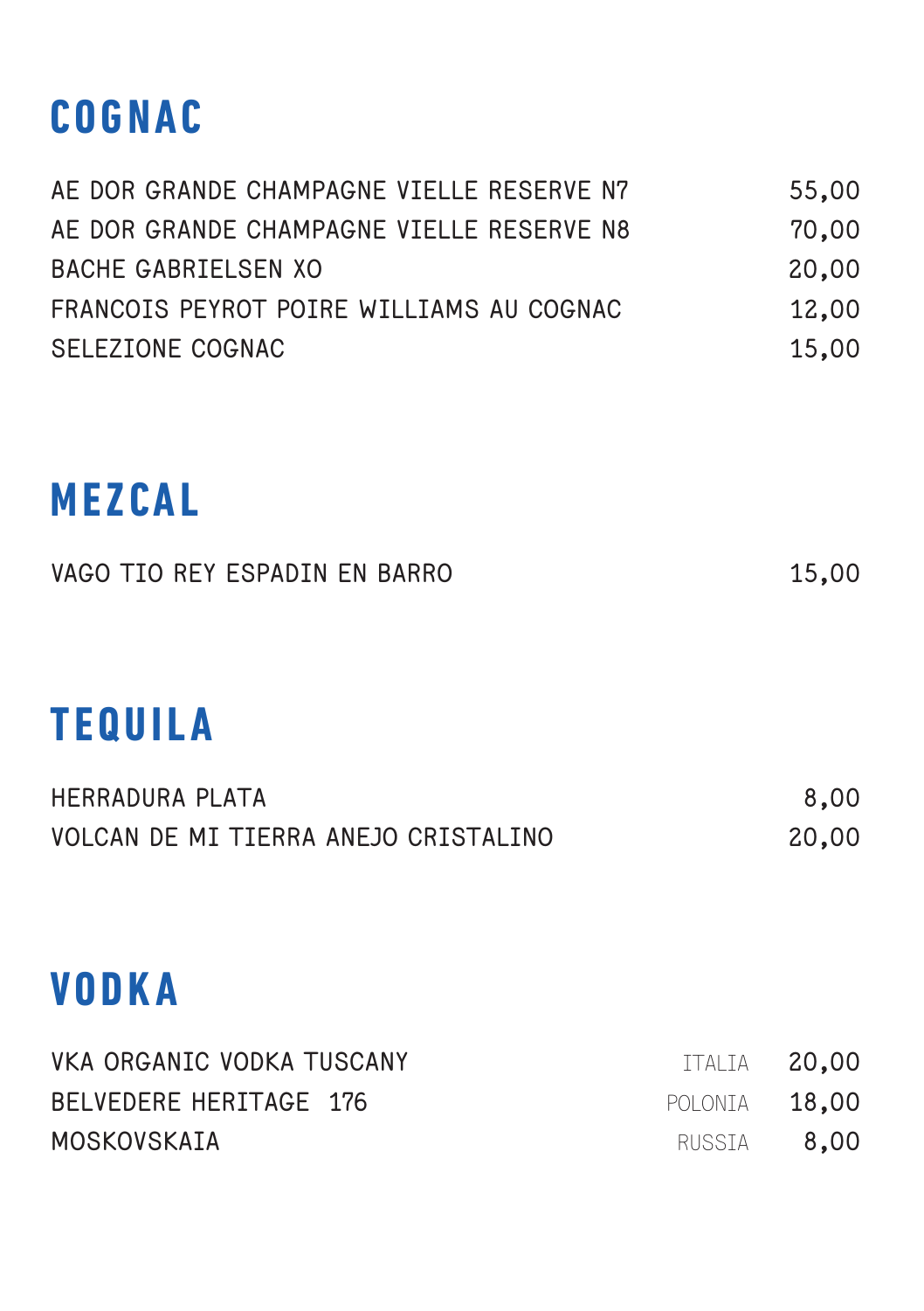## COGNAC

| | |
|---|---|
| AE DOR GRANDE CHAMPAGNE VIELLE RESERVE N7 | 55,00 |
| AE DOR GRANDE CHAMPAGNE VIELLE RESERVE N8 | 70,00 |
| BACHE GABRIELSEN XO | 20,00 |
| FRANCOIS PEYROT POIRE WILLIAMS AU COGNAC | 12,00 |
| SELEZIONE COGNAC | 15,00 |

## MEZCAL

| | |
|---|---|
| VAGO TIO REY ESPADIN EN BARRO | 15,00 |

## TEQUILA

| | |
|---|---|
| HERRADURA PLATA | 8,00 |
| VOLCAN DE MI TIERRA ANEJO CRISTALINO | 20,00 |

## VODKA

| | | |
|---|---|---|
| VKA ORGANIC VODKA TUSCANY | ITALIA | 20,00 |
| BELVEDERE HERITAGE 176 | POLONIA | 18,00 |
| MOSKOVSKAIA | RUSSIA | 8,00 |